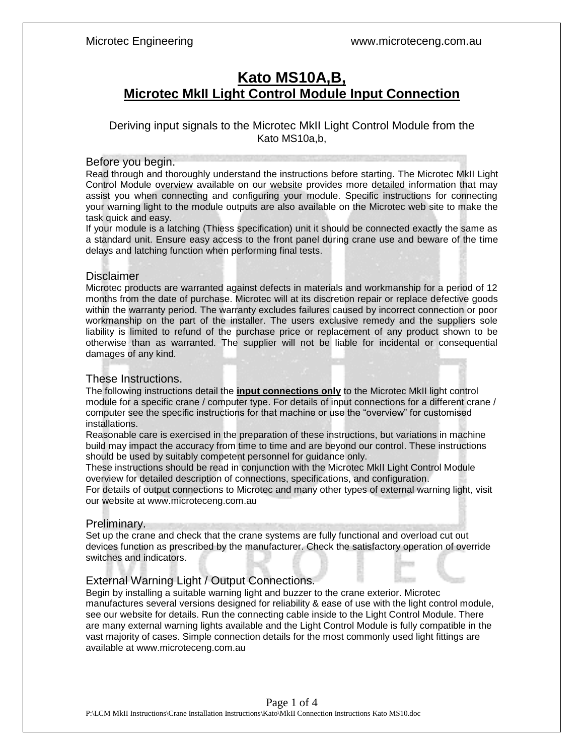# Kato MS10A,B,
# Microtec MkII Light Control Module Input Connection

Deriving input signals to the Microtec MkII Light Control Module from the Kato MS10a,b,

## Before you begin.

Read through and thoroughly understand the instructions before starting. The Microtec MkII Light Control Module overview available on our website provides more detailed information that may assist you when connecting and configuring your module. Specific instructions for connecting your warning light to the module outputs are also available on the Microtec web site to make the task quick and easy.

If your module is a latching (Thiess specification) unit it should be connected exactly the same as a standard unit. Ensure easy access to the front panel during crane use and beware of the time delays and latching function when performing final tests.

## Disclaimer

Microtec products are warranted against defects in materials and workmanship for a period of 12 months from the date of purchase. Microtec will at its discretion repair or replace defective goods within the warranty period. The warranty excludes failures caused by incorrect connection or poor workmanship on the part of the installer. The users exclusive remedy and the suppliers sole liability is limited to refund of the purchase price or replacement of any product shown to be otherwise than as warranted. The supplier will not be liable for incidental or consequential damages of any kind.

## These Instructions.

The following instructions detail the **input connections only** to the Microtec MkII light control module for a specific crane / computer type. For details of input connections for a different crane / computer see the specific instructions for that machine or use the "overview" for customised installations.

Reasonable care is exercised in the preparation of these instructions, but variations in machine build may impact the accuracy from time to time and are beyond our control. These instructions should be used by suitably competent personnel for guidance only.

These instructions should be read in conjunction with the Microtec MkII Light Control Module overview for detailed description of connections, specifications, and configuration.

For details of output connections to Microtec and many other types of external warning light, visit our website at www.microteceng.com.au

## Preliminary.

Set up the crane and check that the crane systems are fully functional and overload cut out devices function as prescribed by the manufacturer. Check the satisfactory operation of override switches and indicators.

## External Warning Light / Output Connections.

Begin by installing a suitable warning light and buzzer to the crane exterior. Microtec manufactures several versions designed for reliability & ease of use with the light control module, see our website for details. Run the connecting cable inside to the Light Control Module. There are many external warning lights available and the Light Control Module is fully compatible in the vast majority of cases. Simple connection details for the most commonly used light fittings are available at www.microteceng.com.au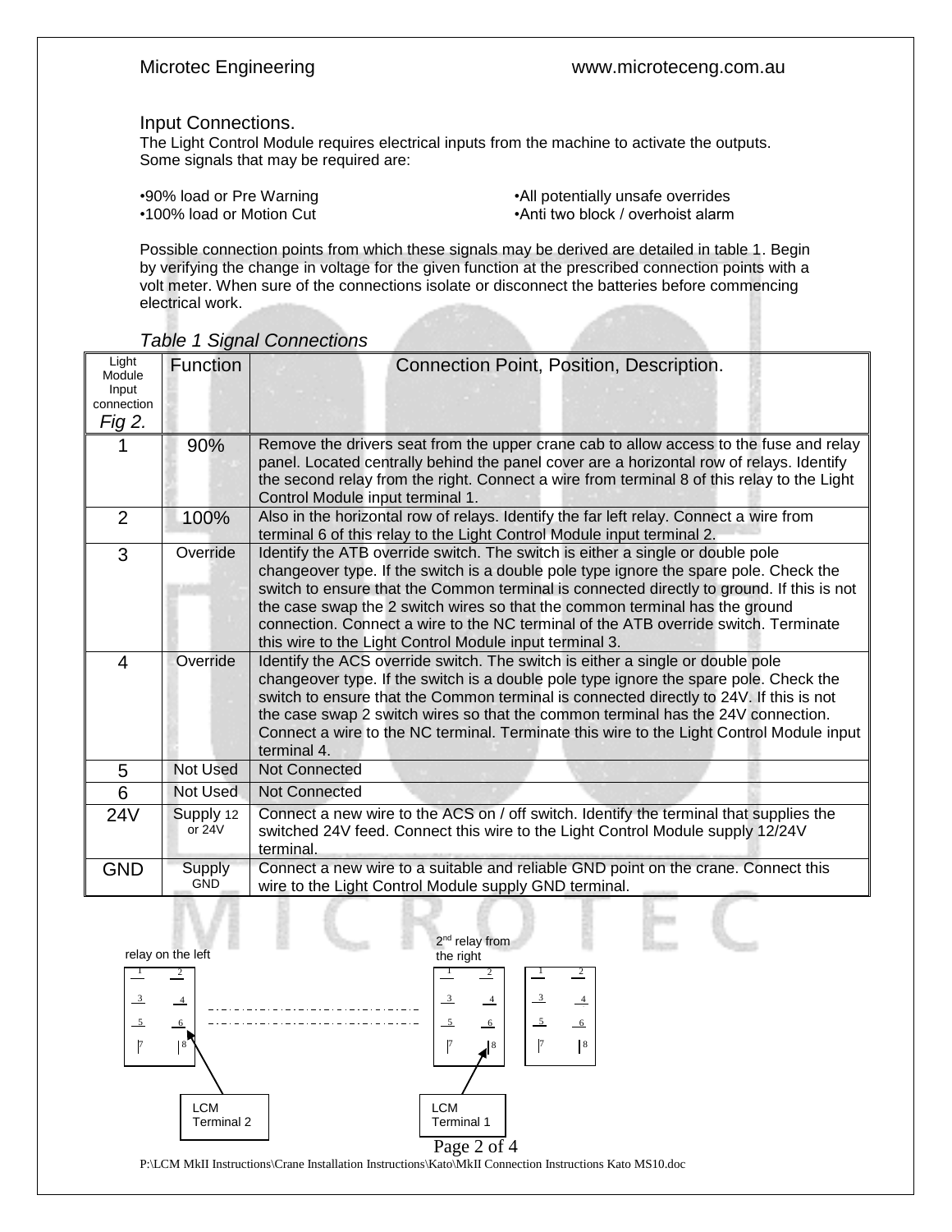## Input Connections.

The Light Control Module requires electrical inputs from the machine to activate the outputs. Some signals that may be required are:

- 90% load or Pre Warning
- 100% load or Motion Cut
- All potentially unsafe overrides
- Anti two block / overhoist alarm

Possible connection points from which these signals may be derived are detailed in table 1. Begin by verifying the change in voltage for the given function at the prescribed connection points with a volt meter. When sure of the connections isolate or disconnect the batteries before commencing electrical work.

*Table 1 Signal Connections*

| Light Module Input connection *Fig 2.* | Function | Connection Point, Position, Description. |
|---|---|---|
| 1 | 90% | Remove the drivers seat from the upper crane cab to allow access to the fuse and relay panel. Located centrally behind the panel cover are a horizontal row of relays. Identify the second relay from the right. Connect a wire from terminal 8 of this relay to the Light Control Module input terminal 1. |
| 2 | 100% | Also in the horizontal row of relays. Identify the far left relay. Connect a wire from terminal 6 of this relay to the Light Control Module input terminal 2. |
| 3 | Override | Identify the ATB override switch. The switch is either a single or double pole changeover type. If the switch is a double pole type ignore the spare pole. Check the switch to ensure that the Common terminal is connected directly to ground. If this is not the case swap the 2 switch wires so that the common terminal has the ground connection. Connect a wire to the NC terminal of the ATB override switch. Terminate this wire to the Light Control Module input terminal 3. |
| 4 | Override | Identify the ACS override switch. The switch is either a single or double pole changeover type. If the switch is a double pole type ignore the spare pole. Check the switch to ensure that the Common terminal is connected directly to 24V. If this is not the case swap 2 switch wires so that the common terminal has the 24V connection. Connect a wire to the NC terminal. Terminate this wire to the Light Control Module input terminal 4. |
| 5 | Not Used | Not Connected |
| 6 | Not Used | Not Connected |
| 24V | Supply 12 or 24V | Connect a new wire to the ACS on / off switch. Identify the terminal that supplies the switched 24V feed. Connect this wire to the Light Control Module supply 12/24V terminal. |
| GND | Supply GND | Connect a new wire to a suitable and reliable GND point on the crane. Connect this wire to the Light Control Module supply GND terminal. |

relay on the left

2nd relay from the right

LCM Terminal 2

LCM Terminal 1

P:\LCM MkII Instructions\Crane Installation Instructions\Kato\MkII Connection Instructions Kato MS10.doc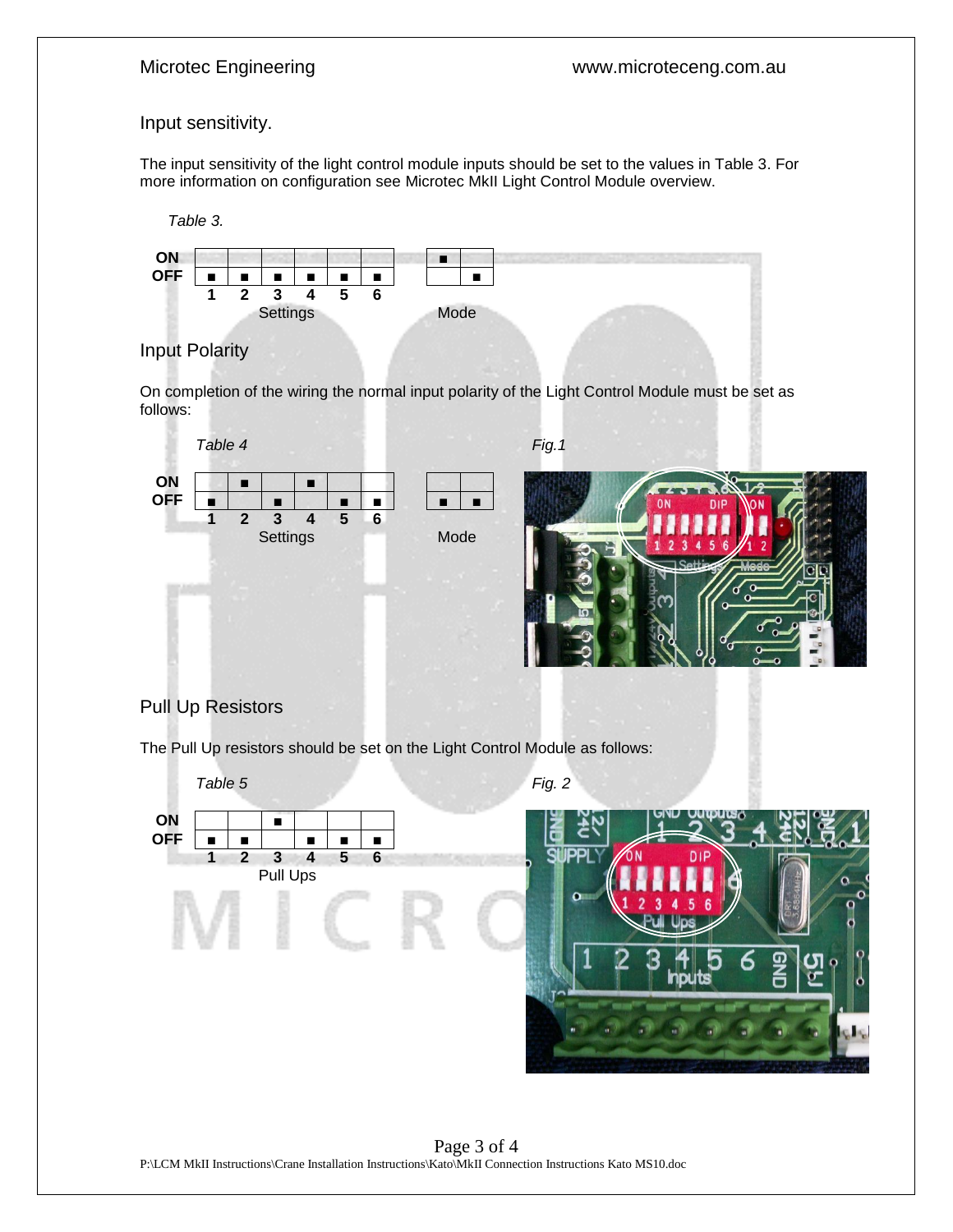Input sensitivity.

The input sensitivity of the light control module inputs should be set to the values in Table 3. For more information on configuration see Microtec MkII Light Control Module overview.

*Table 3.*

| | 1 | 2 | 3 | 4 | 5 | 6 | | Mode 1 | Mode 2 |
|---|---|---|---|---|---|---|---|---|---|
| ON | | | | | | | | ■ | |
| OFF | ■ | ■ | ■ | ■ | ■ | ■ | | | ■ |
| | Settings | | | | | | | Mode | |

Input Polarity

On completion of the wiring the normal input polarity of the Light Control Module must be set as follows:

*Table 4*

| | 1 | 2 | 3 | 4 | 5 | 6 | | Mode 1 | Mode 2 |
|---|---|---|---|---|---|---|---|---|---|
| ON | | ■ | | ■ | | | | | |
| OFF | ■ | | ■ | | ■ | ■ | | ■ | ■ |
| | Settings | | | | | | | Mode | |

*Fig.1*

Pull Up Resistors

The Pull Up resistors should be set on the Light Control Module as follows:

*Table 5*

| | 1 | 2 | 3 | 4 | 5 | 6 |
|---|---|---|---|---|---|---|
| ON | | | ■ | | | |
| OFF | ■ | ■ | | ■ | ■ | ■ |
| | Pull Ups | | | | | |

*Fig. 2*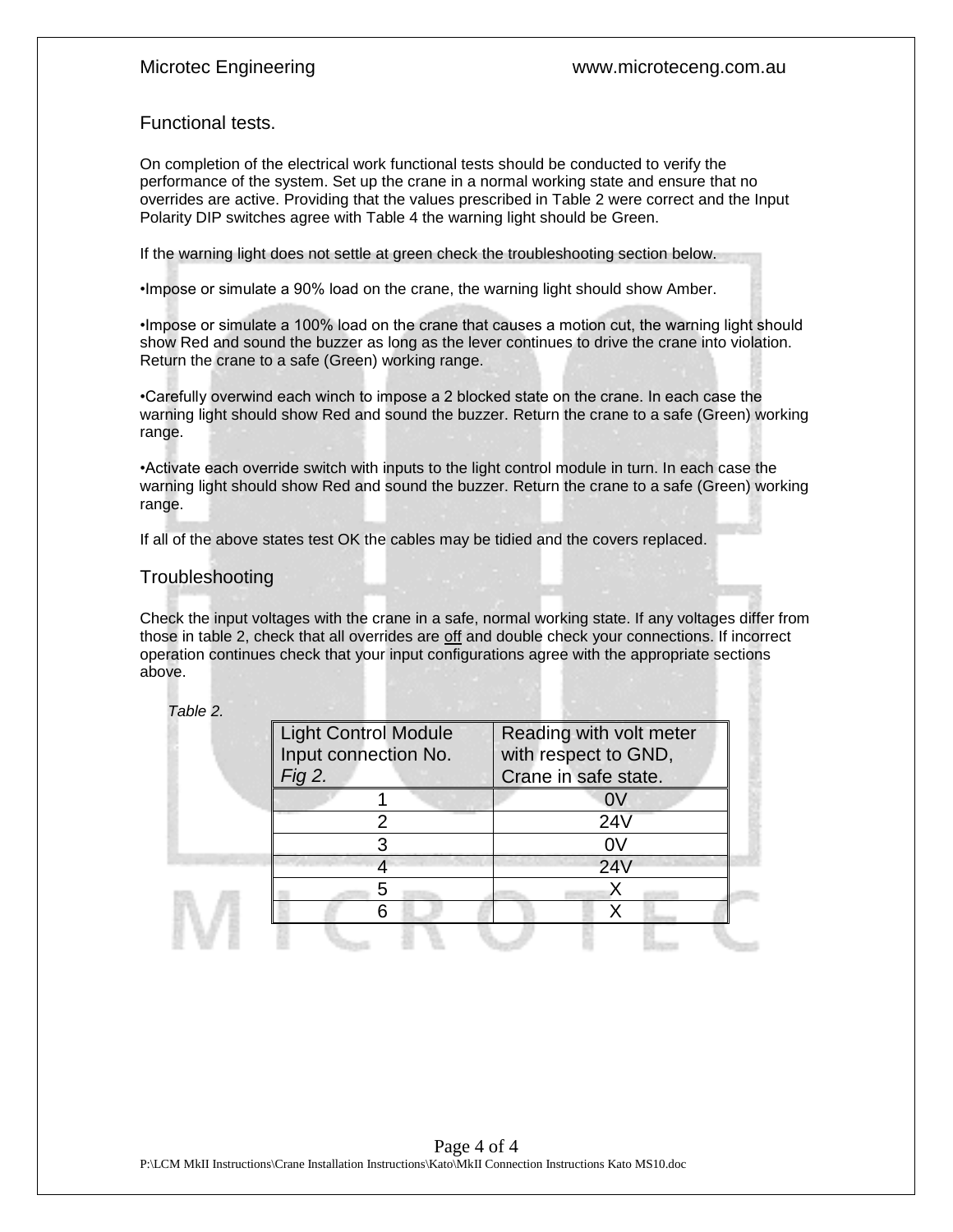## Functional tests.

On completion of the electrical work functional tests should be conducted to verify the performance of the system. Set up the crane in a normal working state and ensure that no overrides are active. Providing that the values prescribed in Table 2 were correct and the Input Polarity DIP switches agree with Table 4 the warning light should be Green.

If the warning light does not settle at green check the troubleshooting section below.

•Impose or simulate a 90% load on the crane, the warning light should show Amber.

•Impose or simulate a 100% load on the crane that causes a motion cut, the warning light should show Red and sound the buzzer as long as the lever continues to drive the crane into violation. Return the crane to a safe (Green) working range.

•Carefully overwind each winch to impose a 2 blocked state on the crane. In each case the warning light should show Red and sound the buzzer. Return the crane to a safe (Green) working range.

•Activate each override switch with inputs to the light control module in turn. In each case the warning light should show Red and sound the buzzer. Return the crane to a safe (Green) working range.

If all of the above states test OK the cables may be tidied and the covers replaced.

## Troubleshooting

Check the input voltages with the crane in a safe, normal working state. If any voltages differ from those in table 2, check that all overrides are off and double check your connections. If incorrect operation continues check that your input configurations agree with the appropriate sections above.

*Table 2.*

| Light Control Module Input connection No. *Fig 2.* | Reading with volt meter with respect to GND, Crane in safe state. |
|---|---|
| 1 | 0V |
| 2 | 24V |
| 3 | 0V |
| 4 | 24V |
| 5 | X |
| 6 | X |

P:\LCM MkII Instructions\Crane Installation Instructions\Kato\MkII Connection Instructions Kato MS10.doc